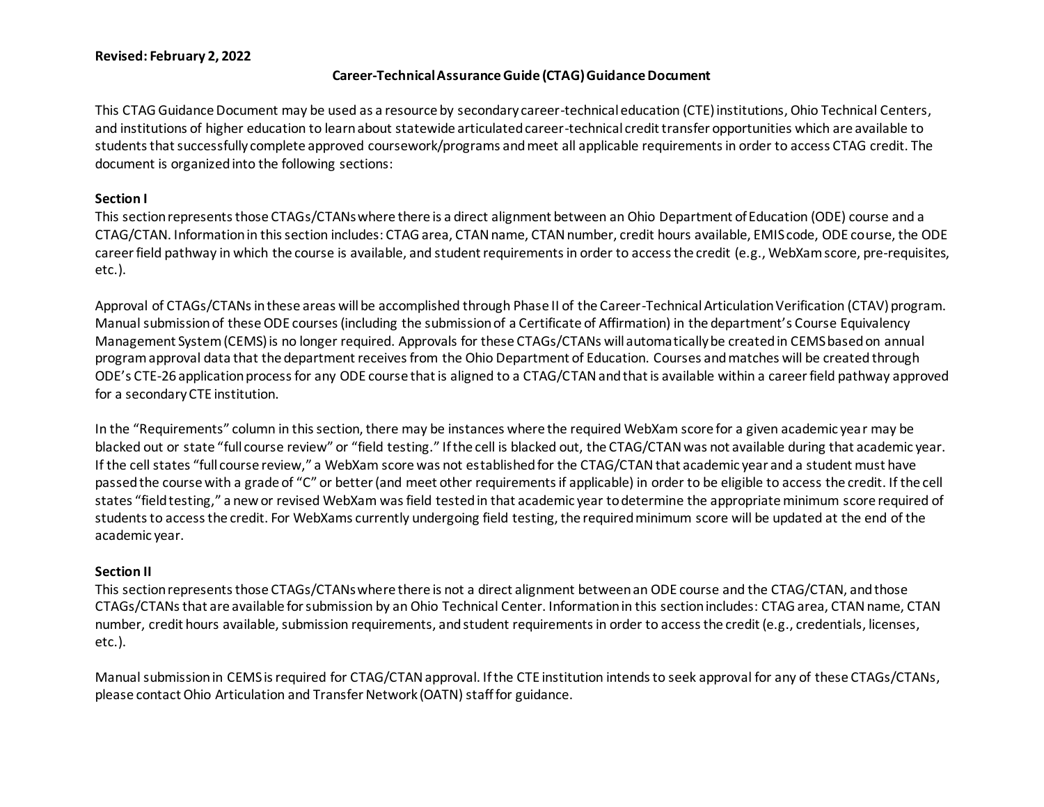**Revised: February 2, 2022**

# Career-Technical Assurance Guide (CTAG) Guidance Document

This CTAG Guidance Document may be used as a resource by secondary career-technical education (CTE) institutions, Ohio Technical Centers, and institutions of higher education to learn about statewide articulated career-technical credit transfer opportunities which are available to students that successfully complete approved coursework/programs and meet all applicable requirements in order to access CTAG credit. The document is organized into the following sections:

## Section I

This section represents those CTAGs/CTANs where there is a direct alignment between an Ohio Department of Education (ODE) course and a CTAG/CTAN. Information in this section includes: CTAG area, CTAN name, CTAN number, credit hours available, EMIS code, ODE course, the ODE career field pathway in which the course is available, and student requirements in order to access the credit (e.g., WebXam score, pre-requisites, etc.).

Approval of CTAGs/CTANs in these areas will be accomplished through Phase II of the Career-Technical Articulation Verification (CTAV) program. Manual submission of these ODE courses (including the submission of a Certificate of Affirmation) in the department's Course Equivalency Management System (CEMS) is no longer required. Approvals for these CTAGs/CTANs will automatically be created in CEMS based on annual program approval data that the department receives from the Ohio Department of Education. Courses and matches will be created through ODE's CTE-26 application process for any ODE course that is aligned to a CTAG/CTAN and that is available within a career field pathway approved for a secondary CTE institution.

In the "Requirements" column in this section, there may be instances where the required WebXam score for a given academic year may be blacked out or state "full course review" or "field testing." If the cell is blacked out, the CTAG/CTAN was not available during that academic year. If the cell states "full course review," a WebXam score was not established for the CTAG/CTAN that academic year and a student must have passed the course with a grade of "C" or better (and meet other requirements if applicable) in order to be eligible to access the credit. If the cell states "field testing," a new or revised WebXam was field tested in that academic year to determine the appropriate minimum score required of students to access the credit. For WebXams currently undergoing field testing, the required minimum score will be updated at the end of the academic year.

## Section II

This section represents those CTAGs/CTANs where there is not a direct alignment between an ODE course and the CTAG/CTAN, and those CTAGs/CTANs that are available for submission by an Ohio Technical Center. Information in this section includes: CTAG area, CTAN name, CTAN number, credit hours available, submission requirements, and student requirements in order to access the credit (e.g., credentials, licenses, etc.).

Manual submission in CEMS is required for CTAG/CTAN approval. If the CTE institution intends to seek approval for any of these CTAGs/CTANs, please contact Ohio Articulation and Transfer Network (OATN) staff for guidance.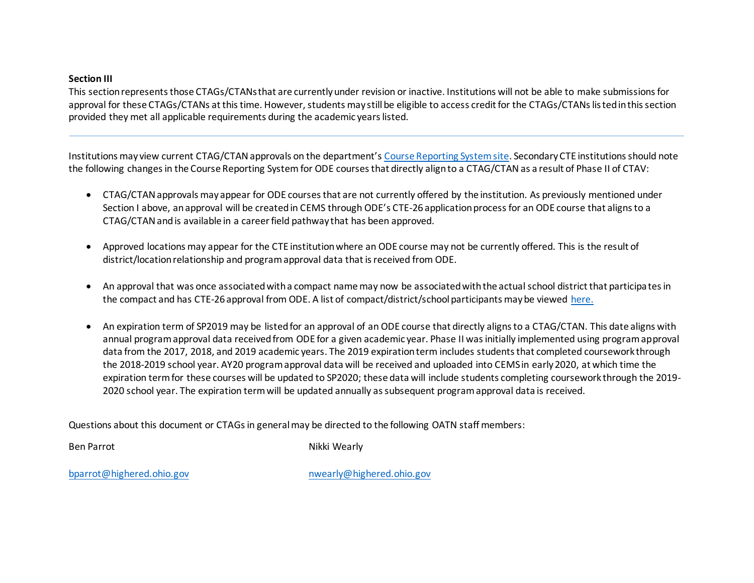**Section III**

This section represents those CTAGs/CTANs that are currently under revision or inactive. Institutions will not be able to make submissions for approval for these CTAGs/CTANs at this time. However, students may still be eligible to access credit for the CTAGs/CTANs listed in this section provided they met all applicable requirements during the academic years listed.

---

Institutions may view current CTAG/CTAN approvals on the department's [Course Reporting System site](). Secondary CTE institutions should note the following changes in the Course Reporting System for ODE courses that directly align to a CTAG/CTAN as a result of Phase II of CTAV:

- CTAG/CTAN approvals may appear for ODE courses that are not currently offered by the institution. As previously mentioned under Section I above, an approval will be created in CEMS through ODE's CTE-26 application process for an ODE course that aligns to a CTAG/CTAN and is available in a career field pathway that has been approved.

- Approved locations may appear for the CTE institution where an ODE course may not be currently offered. This is the result of district/location relationship and program approval data that is received from ODE.

- An approval that was once associated with a compact name may now be associated with the actual school district that participates in the compact and has CTE-26 approval from ODE. A list of compact/district/school participants may be viewed [here.]()

- An expiration term of SP2019 may be listed for an approval of an ODE course that directly aligns to a CTAG/CTAN. This date aligns with annual program approval data received from ODE for a given academic year. Phase II was initially implemented using program approval data from the 2017, 2018, and 2019 academic years. The 2019 expiration term includes students that completed coursework through the 2018-2019 school year. AY20 program approval data will be received and uploaded into CEMS in early 2020, at which time the expiration term for these courses will be updated to SP2020; these data will include students completing coursework through the 2019-2020 school year. The expiration term will be updated annually as subsequent program approval data is received.

Questions about this document or CTAGs in general may be directed to the following OATN staff members:

Ben Parrot
bparrot@highered.ohio.gov

Nikki Wearly
nwearly@highered.ohio.gov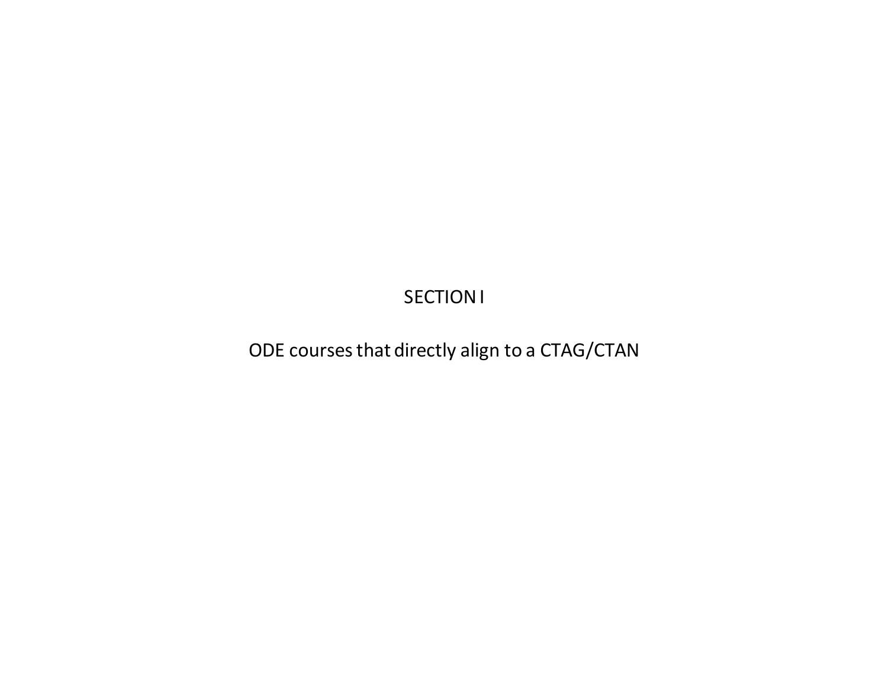# SECTION I

ODE courses that directly align to a CTAG/CTAN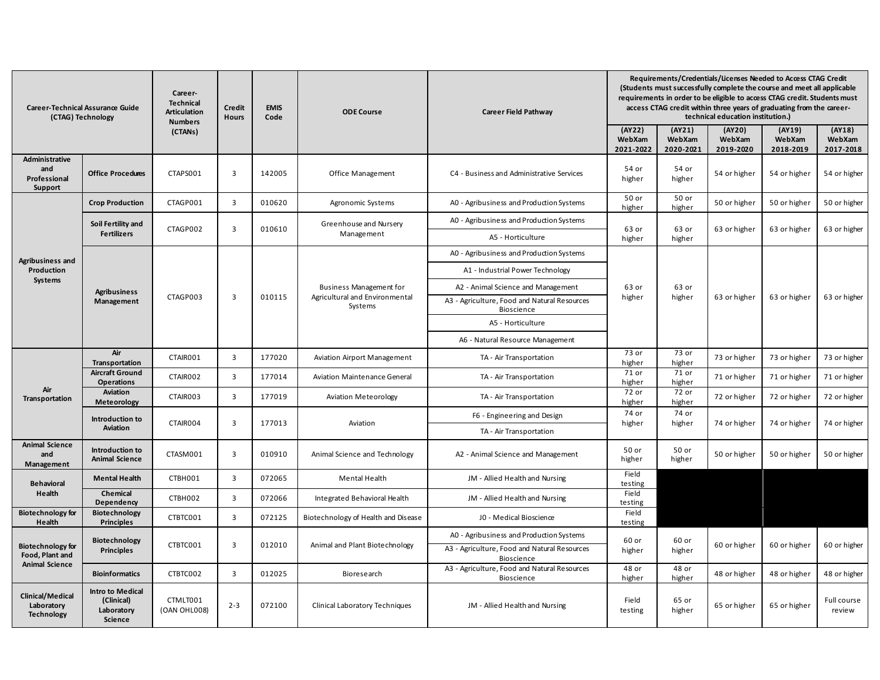| Career-Technical Assurance Guide (CTAG) Technology | | Career-Technical Articulation Numbers (CTANs) | Credit Hours | EMIS Code | ODE Course | Career Field Pathway | Requirements/Credentials/Licenses Needed to Access CTAG Credit (Students must successfully complete the course and meet all applicable requirements in order to be eligible to access CTAG credit. Students must access CTAG credit within three years of graduating from the career-technical education institution.) | | | | |
|---|---|---|---|---|---|---|---|---|---|---|---|
| | | | | | | | (AY22) WebXam 2021-2022 | (AY21) WebXam 2020-2021 | (AY20) WebXam 2019-2020 | (AY19) WebXam 2018-2019 | (AY18) WebXam 2017-2018 |
| **Administrative and Professional Support** | **Office Procedures** | CTAPS001 | 3 | 142005 | Office Management | C4 - Business and Administrative Services | 54 or higher | 54 or higher | 54 or higher | 54 or higher | 54 or higher |
| **Agribusiness and Production Systems** | **Crop Production** | CTAGP001 | 3 | 010620 | Agronomic Systems | A0 - Agribusiness and Production Systems | 50 or higher | 50 or higher | 50 or higher | 50 or higher | 50 or higher |
| | **Soil Fertility and Fertilizers** | CTAGP002 | 3 | 010610 | Greenhouse and Nursery Management | A0 - Agribusiness and Production Systems<br>A5 - Horticulture | 63 or higher | 63 or higher | 63 or higher | 63 or higher | 63 or higher |
| | **Agribusiness Management** | CTAGP003 | 3 | 010115 | Business Management for Agricultural and Environmental Systems | A0 - Agribusiness and Production Systems<br>A1 - Industrial Power Technology<br>A2 - Animal Science and Management<br>A3 - Agriculture, Food and Natural Resources Bioscience<br>A5 - Horticulture<br>A6 - Natural Resource Management | 63 or higher | 63 or higher | 63 or higher | 63 or higher | 63 or higher |
| **Air Transportation** | **Air Transportation** | CTAIR001 | 3 | 177020 | Aviation Airport Management | TA - Air Transportation | 73 or higher | 73 or higher | 73 or higher | 73 or higher | 73 or higher |
| | **Aircraft Ground Operations** | CTAIR002 | 3 | 177014 | Aviation Maintenance General | TA - Air Transportation | 71 or higher | 71 or higher | 71 or higher | 71 or higher | 71 or higher |
| | **Aviation Meteorology** | CTAIR003 | 3 | 177019 | Aviation Meteorology | TA - Air Transportation | 72 or higher | 72 or higher | 72 or higher | 72 or higher | 72 or higher |
| | **Introduction to Aviation** | CTAIR004 | 3 | 177013 | Aviation | F6 - Engineering and Design<br>TA - Air Transportation | 74 or higher | 74 or higher | 74 or higher | 74 or higher | 74 or higher |
| **Animal Science and Management** | **Introduction to Animal Science** | CTASM001 | 3 | 010910 | Animal Science and Technology | A2 - Animal Science and Management | 50 or higher | 50 or higher | 50 or higher | 50 or higher | 50 or higher |
| **Behavioral Health** | **Mental Health** | CTBH001 | 3 | 072065 | Mental Health | JM - Allied Health and Nursing | Field testing | | | | |
| | **Chemical Dependency** | CTBH002 | 3 | 072066 | Integrated Behavioral Health | JM - Allied Health and Nursing | Field testing | | | | |
| **Biotechnology for Health** | **Biotechnology Principles** | CTBTC001 | 3 | 072125 | Biotechnology of Health and Disease | J0 - Medical Bioscience | Field testing | | | | |
| **Biotechnology for Food, Plant and Animal Science** | **Biotechnology Principles** | CTBTC001 | 3 | 012010 | Animal and Plant Biotechnology | A0 - Agribusiness and Production Systems<br>A3 - Agriculture, Food and Natural Resources Bioscience | 60 or higher | 60 or higher | 60 or higher | 60 or higher | 60 or higher |
| | **Bioinformatics** | CTBTC002 | 3 | 012025 | Bioresearch | A3 - Agriculture, Food and Natural Resources Bioscience | 48 or higher | 48 or higher | 48 or higher | 48 or higher | 48 or higher |
| **Clinical/Medical Laboratory Technology** | **Intro to Medical (Clinical) Laboratory Science** | CTMLT001 (OAN OHL008) | 2-3 | 072100 | Clinical Laboratory Techniques | JM - Allied Health and Nursing | Field testing | 65 or higher | 65 or higher | 65 or higher | Full course review |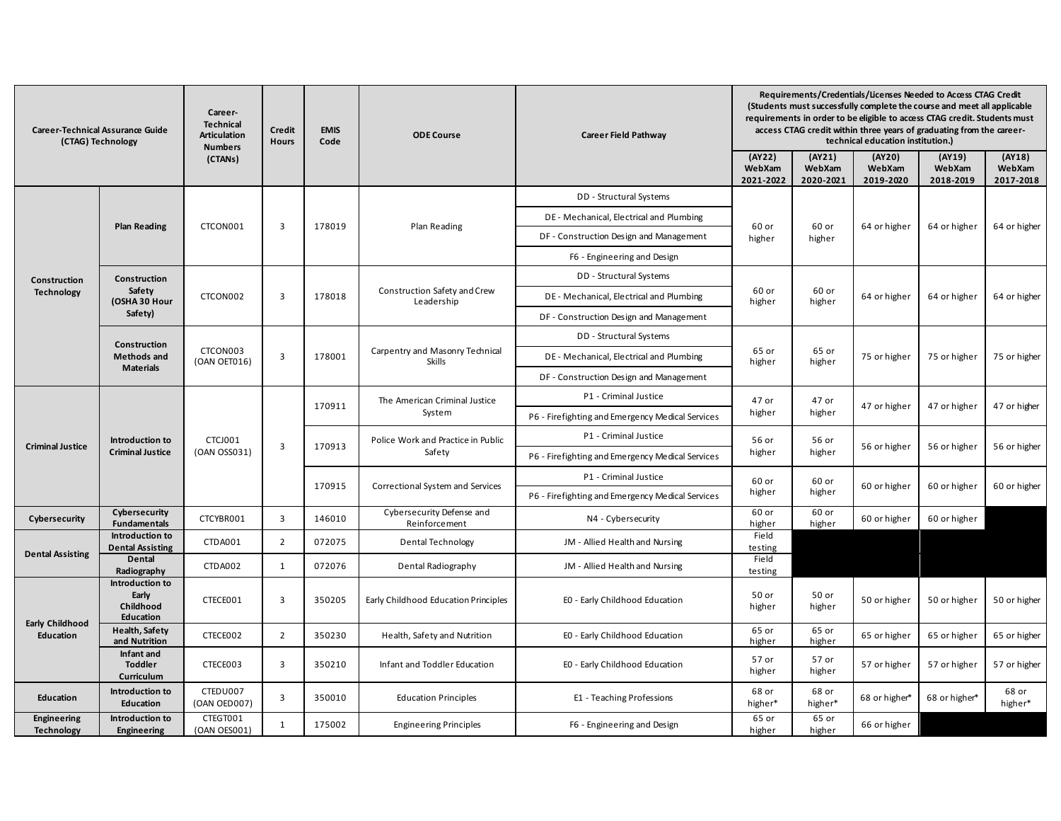| Career-Technical Assurance Guide (CTAG) Technology | | Career-Technical Articulation Numbers (CTANs) | Credit Hours | EMIS Code | ODE Course | Career Field Pathway | Requirements/Credentials/Licenses Needed to Access CTAG Credit (Students must successfully complete the course and meet all applicable requirements in order to be eligible to access CTAG credit. Students must access CTAG credit within three years of graduating from the career-technical education institution.) | | | | |
|---|---|---|---|---|---|---|---|---|---|---|---|
| | | | | | | | (AY22) WebXam 2021-2022 | (AY21) WebXam 2020-2021 | (AY20) WebXam 2019-2020 | (AY19) WebXam 2018-2019 | (AY18) WebXam 2017-2018 |
| Construction Technology | Plan Reading | CTCON001 | 3 | 178019 | Plan Reading | DD - Structural Systems<br>DE - Mechanical, Electrical and Plumbing<br>DF - Construction Design and Management<br>F6 - Engineering and Design | 60 or higher | 60 or higher | 64 or higher | 64 or higher | 64 or higher |
| | Construction Safety (OSHA 30 Hour Safety) | CTCON002 | 3 | 178018 | Construction Safety and Crew Leadership | DD - Structural Systems<br>DE - Mechanical, Electrical and Plumbing<br>DF - Construction Design and Management | 60 or higher | 60 or higher | 64 or higher | 64 or higher | 64 or higher |
| | Construction Methods and Materials | CTCON003 (OAN OET016) | 3 | 178001 | Carpentry and Masonry Technical Skills | DD - Structural Systems<br>DE - Mechanical, Electrical and Plumbing<br>DF - Construction Design and Management | 65 or higher | 65 or higher | 75 or higher | 75 or higher | 75 or higher |
| Criminal Justice | Introduction to Criminal Justice | CTCJ001 (OAN OSS031) | 3 | 170911 | The American Criminal Justice System | P1 - Criminal Justice<br>P6 - Firefighting and Emergency Medical Services | 47 or higher | 47 or higher | 47 or higher | 47 or higher | 47 or higher |
| | | | | 170913 | Police Work and Practice in Public Safety | P1 - Criminal Justice<br>P6 - Firefighting and Emergency Medical Services | 56 or higher | 56 or higher | 56 or higher | 56 or higher | 56 or higher |
| | | | | 170915 | Correctional System and Services | P1 - Criminal Justice<br>P6 - Firefighting and Emergency Medical Services | 60 or higher | 60 or higher | 60 or higher | 60 or higher | 60 or higher |
| Cybersecurity | Cybersecurity Fundamentals | CTCYBR001 | 3 | 146010 | Cybersecurity Defense and Reinforcement | N4 - Cybersecurity | 60 or higher | 60 or higher | 60 or higher | 60 or higher | |
| Dental Assisting | Introduction to Dental Assisting | CTDA001 | 2 | 072075 | Dental Technology | JM - Allied Health and Nursing | Field testing | | | | |
| | Dental Radiography | CTDA002 | 1 | 072076 | Dental Radiography | JM - Allied Health and Nursing | Field testing | | | | |
| Early Childhood Education | Introduction to Early Childhood Education | CTECE001 | 3 | 350205 | Early Childhood Education Principles | E0 - Early Childhood Education | 50 or higher | 50 or higher | 50 or higher | 50 or higher | 50 or higher |
| | Health, Safety and Nutrition | CTECE002 | 2 | 350230 | Health, Safety and Nutrition | E0 - Early Childhood Education | 65 or higher | 65 or higher | 65 or higher | 65 or higher | 65 or higher |
| | Infant and Toddler Curriculum | CTECE003 | 3 | 350210 | Infant and Toddler Education | E0 - Early Childhood Education | 57 or higher | 57 or higher | 57 or higher | 57 or higher | 57 or higher |
| Education | Introduction to Education | CTEDU007 (OAN OED007) | 3 | 350010 | Education Principles | E1 - Teaching Professions | 68 or higher* | 68 or higher* | 68 or higher* | 68 or higher* | 68 or higher* |
| Engineering Technology | Introduction to Engineering | CTEGT001 (OAN OES001) | 1 | 175002 | Engineering Principles | F6 - Engineering and Design | 65 or higher | 65 or higher | 66 or higher | | |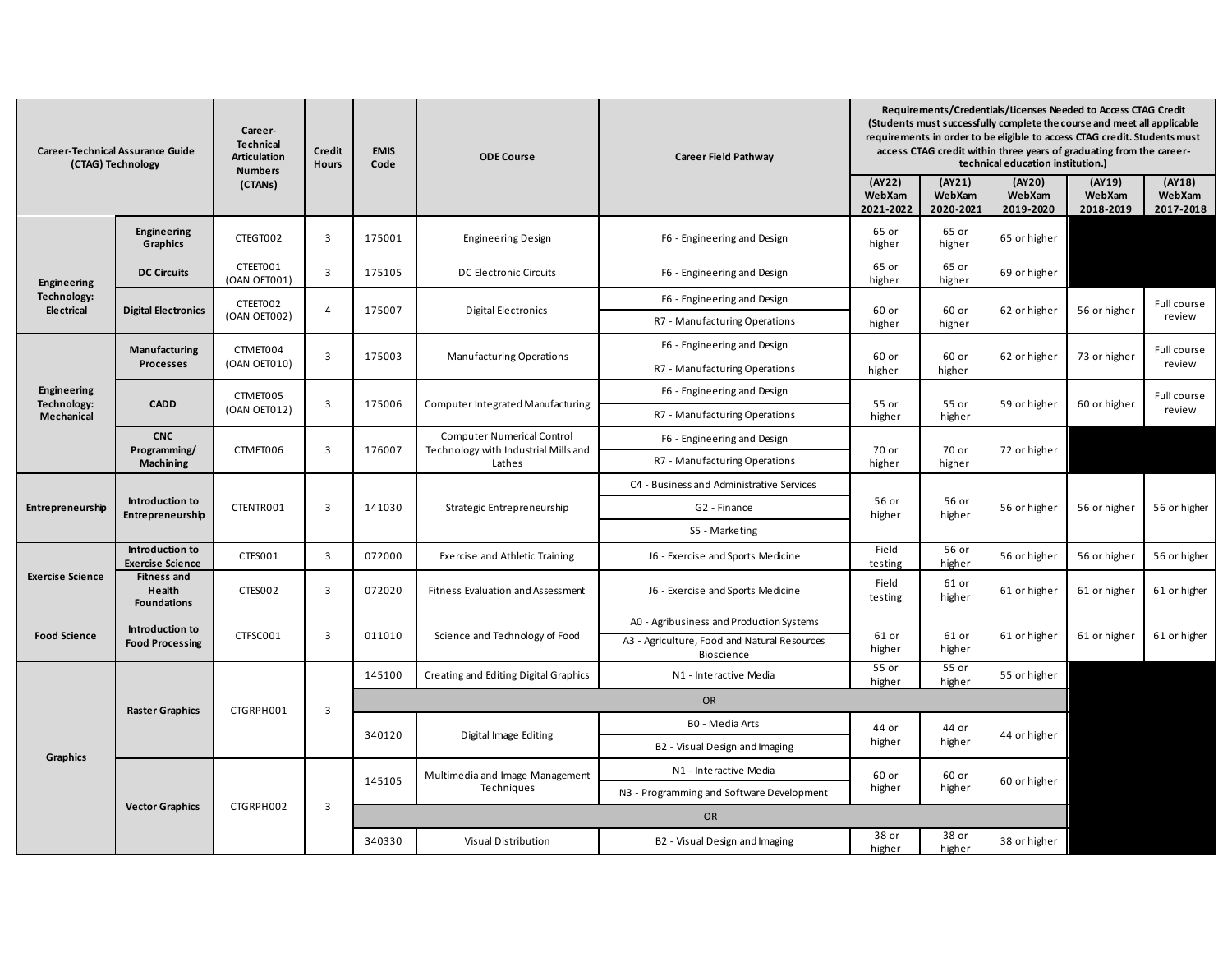| Career-Technical Assurance Guide (CTAG) Technology | | Career-Technical Articulation Numbers (CTANs) | Credit Hours | EMIS Code | ODE Course | Career Field Pathway | Requirements/Credentials/Licenses Needed to Access CTAG Credit (Students must successfully complete the course and meet all applicable requirements in order to be eligible to access CTAG credit. Students must access CTAG credit within three years of graduating from the career-technical education institution.) | | | | |
|---|---|---|---|---|---|---|---|---|---|---|---|
| | | | | | | | (AY22) WebXam 2021-2022 | (AY21) WebXam 2020-2021 | (AY20) WebXam 2019-2020 | (AY19) WebXam 2018-2019 | (AY18) WebXam 2017-2018 |
| | Engineering Graphics | CTEGT002 | 3 | 175001 | Engineering Design | F6 - Engineering and Design | 65 or higher | 65 or higher | 65 or higher | | |
| Engineering Technology: Electrical | DC Circuits | CTEET001 (OAN OET001) | 3 | 175105 | DC Electronic Circuits | F6 - Engineering and Design | 65 or higher | 65 or higher | 69 or higher | | |
| | Digital Electronics | CTEET002 (OAN OET002) | 4 | 175007 | Digital Electronics | F6 - Engineering and Design<br>R7 - Manufacturing Operations | 60 or higher | 60 or higher | 62 or higher | 56 or higher | Full course review |
| Engineering Technology: Mechanical | Manufacturing Processes | CTMET004 (OAN OET010) | 3 | 175003 | Manufacturing Operations | F6 - Engineering and Design<br>R7 - Manufacturing Operations | 60 or higher | 60 or higher | 62 or higher | 73 or higher | Full course review |
| | CADD | CTMET005 (OAN OET012) | 3 | 175006 | Computer Integrated Manufacturing | F6 - Engineering and Design<br>R7 - Manufacturing Operations | 55 or higher | 55 or higher | 59 or higher | 60 or higher | Full course review |
| | CNC Programming/ Machining | CTMET006 | 3 | 176007 | Computer Numerical Control Technology with Industrial Mills and Lathes | F6 - Engineering and Design<br>R7 - Manufacturing Operations | 70 or higher | 70 or higher | 72 or higher | | |
| Entrepreneurship | Introduction to Entrepreneurship | CTENTR001 | 3 | 141030 | Strategic Entrepreneurship | C4 - Business and Administrative Services<br>G2 - Finance<br>S5 - Marketing | 56 or higher | 56 or higher | 56 or higher | 56 or higher | 56 or higher |
| Exercise Science | Introduction to Exercise Science | CTES001 | 3 | 072000 | Exercise and Athletic Training | J6 - Exercise and Sports Medicine | Field testing | 56 or higher | 56 or higher | 56 or higher | 56 or higher |
| | Fitness and Health Foundations | CTES002 | 3 | 072020 | Fitness Evaluation and Assessment | J6 - Exercise and Sports Medicine | Field testing | 61 or higher | 61 or higher | 61 or higher | 61 or higher |
| Food Science | Introduction to Food Processing | CTFSC001 | 3 | 011010 | Science and Technology of Food | A0 - Agribusiness and Production Systems<br>A3 - Agriculture, Food and Natural Resources Bioscience | 61 or higher | 61 or higher | 61 or higher | 61 or higher | 61 or higher |
| Graphics | Raster Graphics | CTGRPH001 | 3 | 145100 | Creating and Editing Digital Graphics | N1 - Interactive Media | 55 or higher | 55 or higher | 55 or higher | | |
| | | | | OR | | | | | | | |
| | | | | 340120 | Digital Image Editing | B0 - Media Arts<br>B2 - Visual Design and Imaging | 44 or higher | 44 or higher | 44 or higher | | |
| | Vector Graphics | CTGRPH002 | 3 | 145105 | Multimedia and Image Management Techniques | N1 - Interactive Media<br>N3 - Programming and Software Development | 60 or higher | 60 or higher | 60 or higher | | |
| | | | | OR | | | | | | | |
| | | | | 340330 | Visual Distribution | B2 - Visual Design and Imaging | 38 or higher | 38 or higher | 38 or higher | | |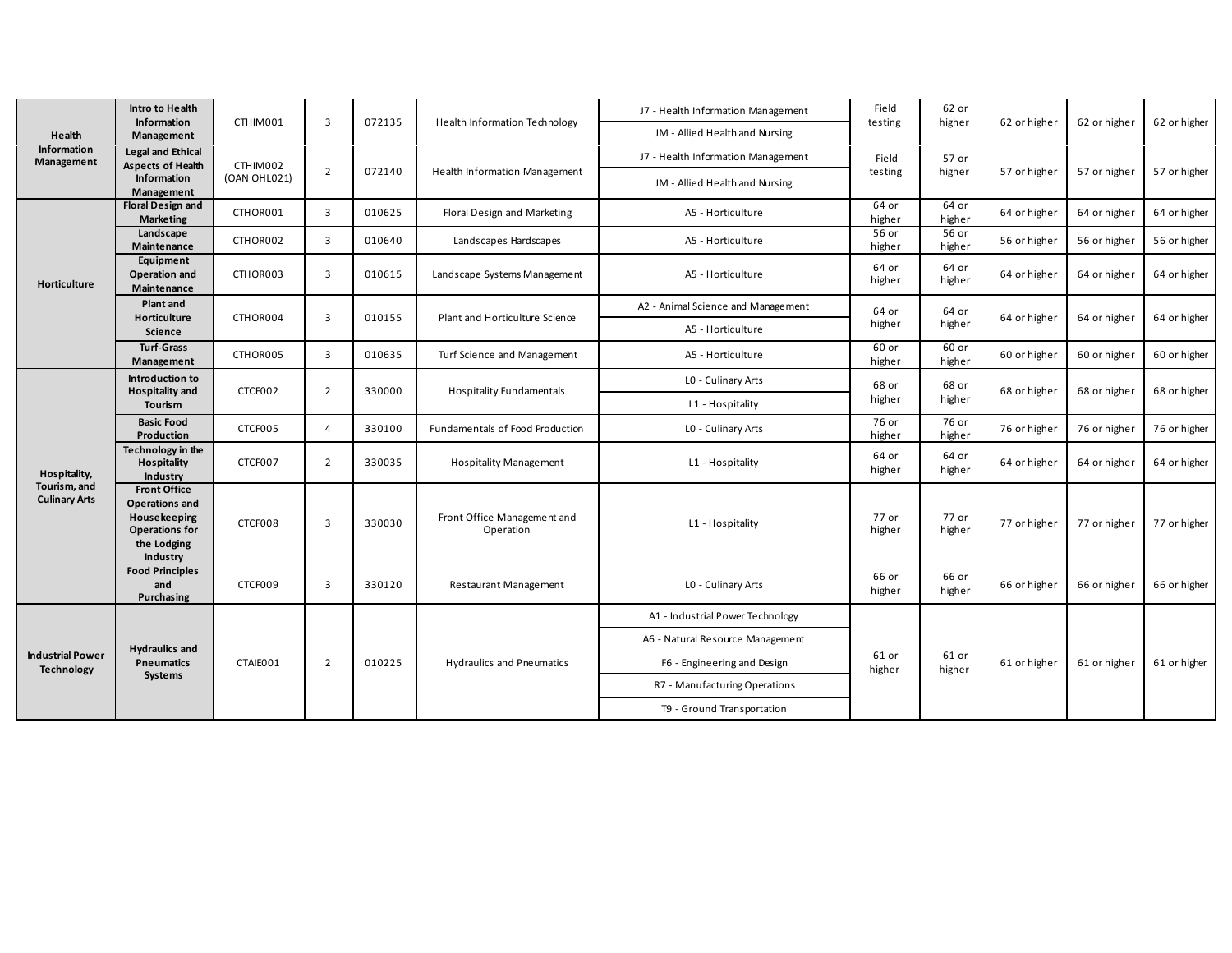| | | | | | | | | | | | |
|---|---|---|---|---|---|---|---|---|---|---|---|
| Health Information Management | **Intro to Health Information Management** | CTHIM001 | 3 | 072135 | Health Information Technology | J7 - Health Information Management | Field testing | 62 or higher | 62 or higher | 62 or higher | 62 or higher |
| | | | | | | JM - Allied Health and Nursing | | | | | |
| | **Legal and Ethical Aspects of Health Information Management** | CTHIM002 (OAN OHL021) | 2 | 072140 | Health Information Management | J7 - Health Information Management | Field testing | 57 or higher | 57 or higher | 57 or higher | 57 or higher |
| | | | | | | JM - Allied Health and Nursing | | | | | |
| Horticulture | **Floral Design and Marketing** | CTHOR001 | 3 | 010625 | Floral Design and Marketing | A5 - Horticulture | 64 or higher | 64 or higher | 64 or higher | 64 or higher | 64 or higher |
| | **Landscape Maintenance** | CTHOR002 | 3 | 010640 | Landscapes Hardscapes | A5 - Horticulture | 56 or higher | 56 or higher | 56 or higher | 56 or higher | 56 or higher |
| | **Equipment Operation and Maintenance** | CTHOR003 | 3 | 010615 | Landscape Systems Management | A5 - Horticulture | 64 or higher | 64 or higher | 64 or higher | 64 or higher | 64 or higher |
| | **Plant and Horticulture Science** | CTHOR004 | 3 | 010155 | Plant and Horticulture Science | A2 - Animal Science and Management | 64 or higher | 64 or higher | 64 or higher | 64 or higher | 64 or higher |
| | | | | | | A5 - Horticulture | | | | | |
| | **Turf-Grass Management** | CTHOR005 | 3 | 010635 | Turf Science and Management | A5 - Horticulture | 60 or higher | 60 or higher | 60 or higher | 60 or higher | 60 or higher |
| Hospitality, Tourism, and Culinary Arts | **Introduction to Hospitality and Tourism** | CTCF002 | 2 | 330000 | Hospitality Fundamentals | L0 - Culinary Arts | 68 or higher | 68 or higher | 68 or higher | 68 or higher | 68 or higher |
| | | | | | | L1 - Hospitality | | | | | |
| | **Basic Food Production** | CTCF005 | 4 | 330100 | Fundamentals of Food Production | L0 - Culinary Arts | 76 or higher | 76 or higher | 76 or higher | 76 or higher | 76 or higher |
| | **Technology in the Hospitality Industry** | CTCF007 | 2 | 330035 | Hospitality Management | L1 - Hospitality | 64 or higher | 64 or higher | 64 or higher | 64 or higher | 64 or higher |
| | **Front Office Operations and Housekeeping Operations for the Lodging Industry** | CTCF008 | 3 | 330030 | Front Office Management and Operation | L1 - Hospitality | 77 or higher | 77 or higher | 77 or higher | 77 or higher | 77 or higher |
| | **Food Principles and Purchasing** | CTCF009 | 3 | 330120 | Restaurant Management | L0 - Culinary Arts | 66 or higher | 66 or higher | 66 or higher | 66 or higher | 66 or higher |
| Industrial Power Technology | **Hydraulics and Pneumatics Systems** | CTAIE001 | 2 | 010225 | Hydraulics and Pneumatics | A1 - Industrial Power Technology | 61 or higher | 61 or higher | 61 or higher | 61 or higher | 61 or higher |
| | | | | | | A6 - Natural Resource Management | | | | | |
| | | | | | | F6 - Engineering and Design | | | | | |
| | | | | | | R7 - Manufacturing Operations | | | | | |
| | | | | | | T9 - Ground Transportation | | | | | |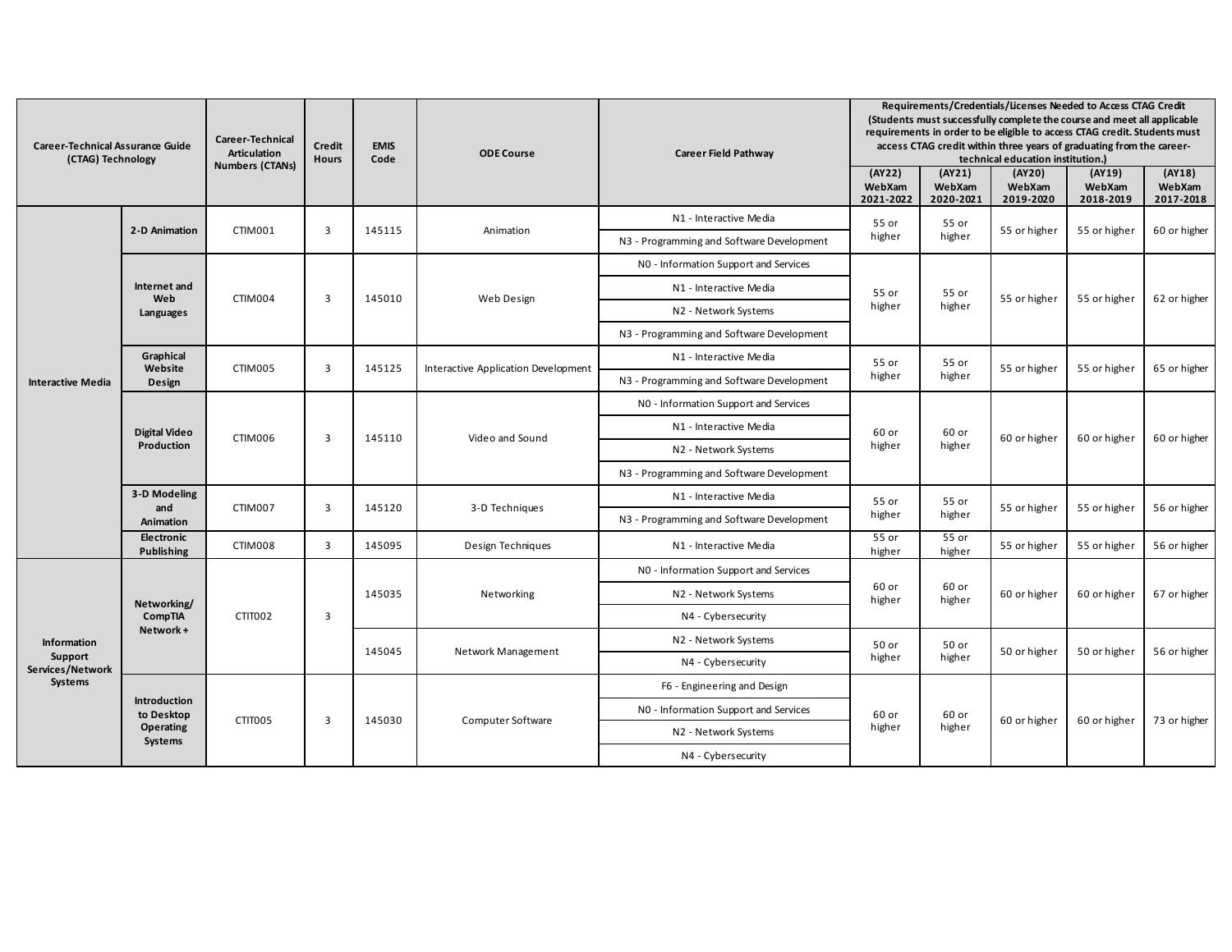| Career-Technical Assurance Guide (CTAG) Technology | | Career-Technical Articulation Numbers (CTANs) | Credit Hours | EMIS Code | ODE Course | Career Field Pathway | Requirements/Credentials/Licenses Needed to Access CTAG Credit (Students must successfully complete the course and meet all applicable requirements in order to be eligible to access CTAG credit. Students must access CTAG credit within three years of graduating from the career-technical education institution.) | | | | |
|---|---|---|---|---|---|---|---|---|---|---|---|
| | | | | | | | (AY22) WebXam 2021-2022 | (AY21) WebXam 2020-2021 | (AY20) WebXam 2019-2020 | (AY19) WebXam 2018-2019 | (AY18) WebXam 2017-2018 |
| Interactive Media | 2-D Animation | CTIM001 | 3 | 145115 | Animation | N1 - Interactive Media | 55 or higher | 55 or higher | 55 or higher | 55 or higher | 60 or higher |
| | | | | | | N3 - Programming and Software Development | | | | | |
| | Internet and Web Languages | CTIM004 | 3 | 145010 | Web Design | N0 - Information Support and Services | 55 or higher | 55 or higher | 55 or higher | 55 or higher | 62 or higher |
| | | | | | | N1 - Interactive Media | | | | | |
| | | | | | | N2 - Network Systems | | | | | |
| | | | | | | N3 - Programming and Software Development | | | | | |
| | Graphical Website Design | CTIM005 | 3 | 145125 | Interactive Application Development | N1 - Interactive Media | 55 or higher | 55 or higher | 55 or higher | 55 or higher | 65 or higher |
| | | | | | | N3 - Programming and Software Development | | | | | |
| | Digital Video Production | CTIM006 | 3 | 145110 | Video and Sound | N0 - Information Support and Services | 60 or higher | 60 or higher | 60 or higher | 60 or higher | 60 or higher |
| | | | | | | N1 - Interactive Media | | | | | |
| | | | | | | N2 - Network Systems | | | | | |
| | | | | | | N3 - Programming and Software Development | | | | | |
| | 3-D Modeling and Animation | CTIM007 | 3 | 145120 | 3-D Techniques | N1 - Interactive Media | 55 or higher | 55 or higher | 55 or higher | 55 or higher | 56 or higher |
| | | | | | | N3 - Programming and Software Development | | | | | |
| | Electronic Publishing | CTIM008 | 3 | 145095 | Design Techniques | N1 - Interactive Media | 55 or higher | 55 or higher | 55 or higher | 55 or higher | 56 or higher |
| Information Support Services/Network Systems | Networking/ CompTIA Network+ | CTIT002 | 3 | 145035 | Networking | N0 - Information Support and Services | 60 or higher | 60 or higher | 60 or higher | 60 or higher | 67 or higher |
| | | | | | | N2 - Network Systems | | | | | |
| | | | | | | N4 - Cybersecurity | | | | | |
| | | | | 145045 | Network Management | N2 - Network Systems | 50 or higher | 50 or higher | 50 or higher | 50 or higher | 56 or higher |
| | | | | | | N4 - Cybersecurity | | | | | |
| | Introduction to Desktop Operating Systems | CTIT005 | 3 | 145030 | Computer Software | F6 - Engineering and Design | 60 or higher | 60 or higher | 60 or higher | 60 or higher | 73 or higher |
| | | | | | | N0 - Information Support and Services | | | | | |
| | | | | | | N2 - Network Systems | | | | | |
| | | | | | | N4 - Cybersecurity | | | | | |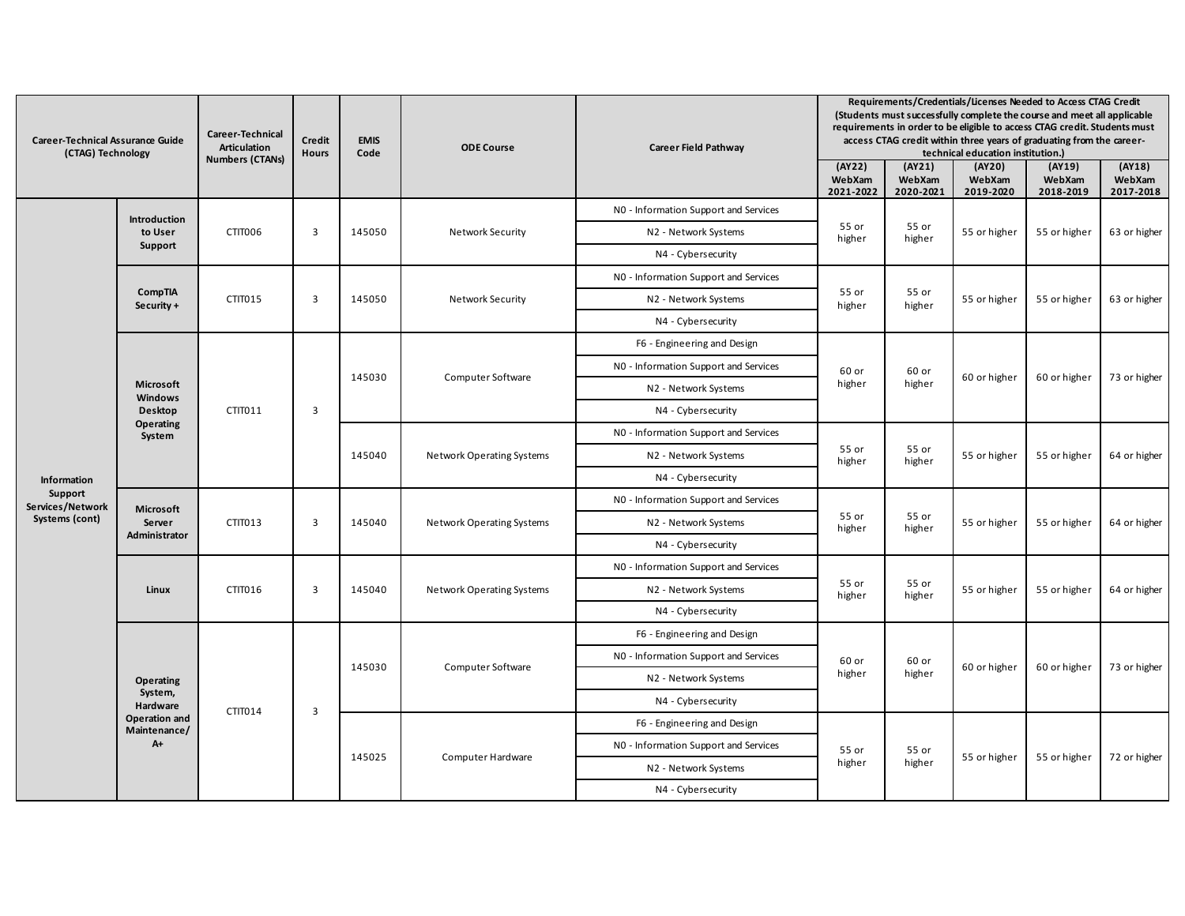| Career-Technical Assurance Guide (CTAG) Technology | | Career-Technical Articulation Numbers (CTANs) | Credit Hours | EMIS Code | ODE Course | Career Field Pathway | Requirements/Credentials/Licenses Needed to Access CTAG Credit (Students must successfully complete the course and meet all applicable requirements in order to be eligible to access CTAG credit. Students must access CTAG credit within three years of graduating from the career-technical education institution.) | | | | |
|---|---|---|---|---|---|---|---|---|---|---|---|
| | | | | | | | (AY22) WebXam 2021-2022 | (AY21) WebXam 2020-2021 | (AY20) WebXam 2019-2020 | (AY19) WebXam 2018-2019 | (AY18) WebXam 2017-2018 |
| Information Support Services/Network Systems (cont) | Introduction to User Support | CTIT006 | 3 | 145050 | Network Security | N0 - Information Support and Services | 55 or higher | 55 or higher | 55 or higher | 55 or higher | 63 or higher |
| | | | | | | N2 - Network Systems | | | | | |
| | | | | | | N4 - Cybersecurity | | | | | |
| | CompTIA Security + | CTIT015 | 3 | 145050 | Network Security | N0 - Information Support and Services | 55 or higher | 55 or higher | 55 or higher | 55 or higher | 63 or higher |
| | | | | | | N2 - Network Systems | | | | | |
| | | | | | | N4 - Cybersecurity | | | | | |
| | Microsoft Windows Desktop Operating System | CTIT011 | 3 | 145030 | Computer Software | F6 - Engineering and Design | 60 or higher | 60 or higher | 60 or higher | 60 or higher | 73 or higher |
| | | | | | | N0 - Information Support and Services | | | | | |
| | | | | | | N2 - Network Systems | | | | | |
| | | | | | | N4 - Cybersecurity | | | | | |
| | | | | 145040 | Network Operating Systems | N0 - Information Support and Services | 55 or higher | 55 or higher | 55 or higher | 55 or higher | 64 or higher |
| | | | | | | N2 - Network Systems | | | | | |
| | | | | | | N4 - Cybersecurity | | | | | |
| | Microsoft Server Administrator | CTIT013 | 3 | 145040 | Network Operating Systems | N0 - Information Support and Services | 55 or higher | 55 or higher | 55 or higher | 55 or higher | 64 or higher |
| | | | | | | N2 - Network Systems | | | | | |
| | | | | | | N4 - Cybersecurity | | | | | |
| | Linux | CTIT016 | 3 | 145040 | Network Operating Systems | N0 - Information Support and Services | 55 or higher | 55 or higher | 55 or higher | 55 or higher | 64 or higher |
| | | | | | | N2 - Network Systems | | | | | |
| | | | | | | N4 - Cybersecurity | | | | | |
| | Operating System, Hardware Operation and Maintenance/ A+ | CTIT014 | 3 | 145030 | Computer Software | F6 - Engineering and Design | 60 or higher | 60 or higher | 60 or higher | 60 or higher | 73 or higher |
| | | | | | | N0 - Information Support and Services | | | | | |
| | | | | | | N2 - Network Systems | | | | | |
| | | | | | | N4 - Cybersecurity | | | | | |
| | | | | 145025 | Computer Hardware | F6 - Engineering and Design | 55 or higher | 55 or higher | 55 or higher | 55 or higher | 72 or higher |
| | | | | | | N0 - Information Support and Services | | | | | |
| | | | | | | N2 - Network Systems | | | | | |
| | | | | | | N4 - Cybersecurity | | | | | |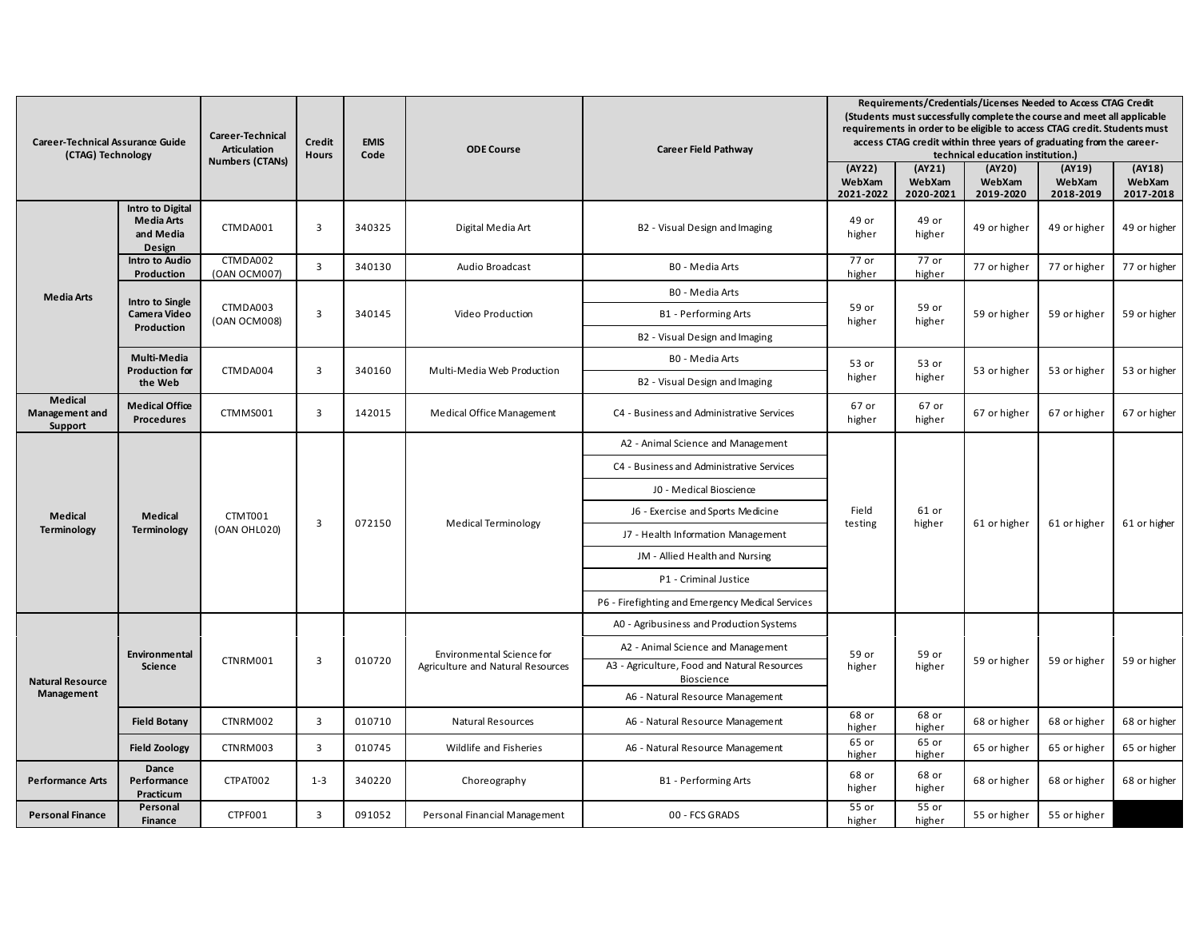| Career-Technical Assurance Guide (CTAG) Technology | | Career-Technical Articulation Numbers (CTANs) | Credit Hours | EMIS Code | ODE Course | Career Field Pathway | Requirements/Credentials/Licenses Needed to Access CTAG Credit (Students must successfully complete the course and meet all applicable requirements in order to be eligible to access CTAG credit. Students must access CTAG credit within three years of graduating from the career-technical education institution.) | | | | |
|---|---|---|---|---|---|---|---|---|---|---|---|
| | | | | | | | (AY22) WebXam 2021-2022 | (AY21) WebXam 2020-2021 | (AY20) WebXam 2019-2020 | (AY19) WebXam 2018-2019 | (AY18) WebXam 2017-2018 |
| Media Arts | Intro to Digital Media Arts and Media Design | CTMDA001 | 3 | 340325 | Digital Media Art | B2 - Visual Design and Imaging | 49 or higher | 49 or higher | 49 or higher | 49 or higher | 49 or higher |
| | Intro to Audio Production | CTMDA002 (OAN OCM007) | 3 | 340130 | Audio Broadcast | B0 - Media Arts | 77 or higher | 77 or higher | 77 or higher | 77 or higher | 77 or higher |
| | Intro to Single Camera Video Production | CTMDA003 (OAN OCM008) | 3 | 340145 | Video Production | B0 - Media Arts | 59 or higher | 59 or higher | 59 or higher | 59 or higher | 59 or higher |
| | | | | | | B1 - Performing Arts | | | | | |
| | | | | | | B2 - Visual Design and Imaging | | | | | |
| | Multi-Media Production for the Web | CTMDA004 | 3 | 340160 | Multi-Media Web Production | B0 - Media Arts | 53 or higher | 53 or higher | 53 or higher | 53 or higher | 53 or higher |
| | | | | | | B2 - Visual Design and Imaging | | | | | |
| Medical Management and Support | Medical Office Procedures | CTMMS001 | 3 | 142015 | Medical Office Management | C4 - Business and Administrative Services | 67 or higher | 67 or higher | 67 or higher | 67 or higher | 67 or higher |
| Medical Terminology | Medical Terminology | CTMT001 (OAN OHL020) | 3 | 072150 | Medical Terminology | A2 - Animal Science and Management | Field testing | 61 or higher | 61 or higher | 61 or higher | 61 or higher |
| | | | | | | C4 - Business and Administrative Services | | | | | |
| | | | | | | J0 - Medical Bioscience | | | | | |
| | | | | | | J6 - Exercise and Sports Medicine | | | | | |
| | | | | | | J7 - Health Information Management | | | | | |
| | | | | | | JM - Allied Health and Nursing | | | | | |
| | | | | | | P1 - Criminal Justice | | | | | |
| | | | | | | P6 - Firefighting and Emergency Medical Services | | | | | |
| Natural Resource Management | Environmental Science | CTNRM001 | 3 | 010720 | Environmental Science for Agriculture and Natural Resources | A0 - Agribusiness and Production Systems | 59 or higher | 59 or higher | 59 or higher | 59 or higher | 59 or higher |
| | | | | | | A2 - Animal Science and Management | | | | | |
| | | | | | | A3 - Agriculture, Food and Natural Resources Bioscience | | | | | |
| | | | | | | A6 - Natural Resource Management | | | | | |
| | Field Botany | CTNRM002 | 3 | 010710 | Natural Resources | A6 - Natural Resource Management | 68 or higher | 68 or higher | 68 or higher | 68 or higher | 68 or higher |
| | Field Zoology | CTNRM003 | 3 | 010745 | Wildlife and Fisheries | A6 - Natural Resource Management | 65 or higher | 65 or higher | 65 or higher | 65 or higher | 65 or higher |
| Performance Arts | Dance Performance Practicum | CTPAT002 | 1-3 | 340220 | Choreography | B1 - Performing Arts | 68 or higher | 68 or higher | 68 or higher | 68 or higher | 68 or higher |
| Personal Finance | Personal Finance | CTPF001 | 3 | 091052 | Personal Financial Management | 00 - FCS GRADS | 55 or higher | 55 or higher | 55 or higher | 55 or higher | |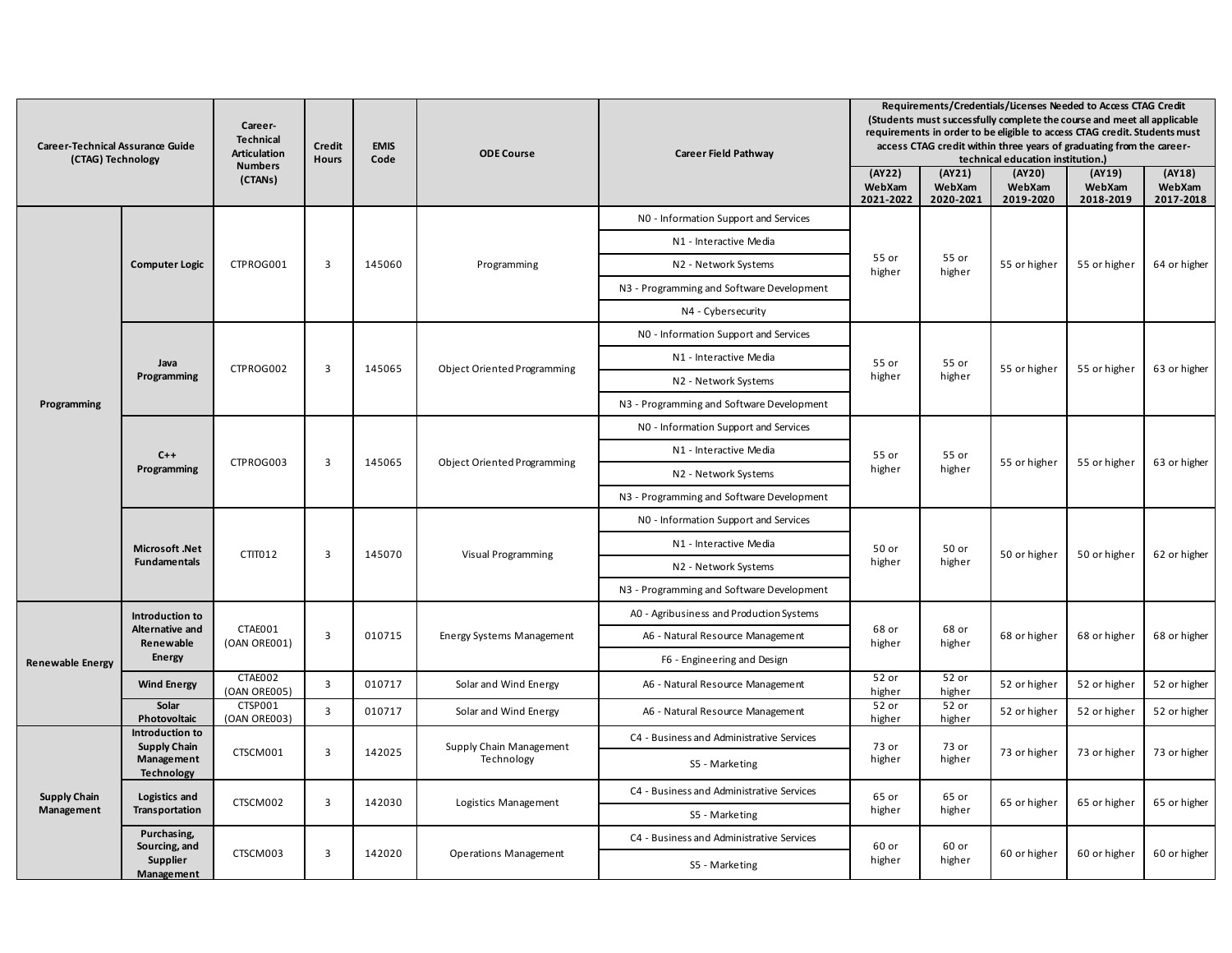| Career-Technical Assurance Guide (CTAG) Technology | | Career-Technical Articulation Numbers (CTANs) | Credit Hours | EMIS Code | ODE Course | Career Field Pathway | Requirements/Credentials/Licenses Needed to Access CTAG Credit (Students must successfully complete the course and meet all applicable requirements in order to be eligible to access CTAG credit. Students must access CTAG credit within three years of graduating from the career-technical education institution.) | | | | |
|---|---|---|---|---|---|---|---|---|---|---|---|
| | | | | | | | (AY22) WebXam 2021-2022 | (AY21) WebXam 2020-2021 | (AY20) WebXam 2019-2020 | (AY19) WebXam 2018-2019 | (AY18) WebXam 2017-2018 |
| Programming | Computer Logic | CTPROG001 | 3 | 145060 | Programming | N0 - Information Support and Services<br>N1 - Interactive Media<br>N2 - Network Systems<br>N3 - Programming and Software Development<br>N4 - Cybersecurity | 55 or higher | 55 or higher | 55 or higher | 55 or higher | 64 or higher |
| | Java Programming | CTPROG002 | 3 | 145065 | Object Oriented Programming | N0 - Information Support and Services<br>N1 - Interactive Media<br>N2 - Network Systems<br>N3 - Programming and Software Development | 55 or higher | 55 or higher | 55 or higher | 55 or higher | 63 or higher |
| | C++ Programming | CTPROG003 | 3 | 145065 | Object Oriented Programming | N0 - Information Support and Services<br>N1 - Interactive Media<br>N2 - Network Systems<br>N3 - Programming and Software Development | 55 or higher | 55 or higher | 55 or higher | 55 or higher | 63 or higher |
| | Microsoft .Net Fundamentals | CTIT012 | 3 | 145070 | Visual Programming | N0 - Information Support and Services<br>N1 - Interactive Media<br>N2 - Network Systems<br>N3 - Programming and Software Development | 50 or higher | 50 or higher | 50 or higher | 50 or higher | 62 or higher |
| Renewable Energy | Introduction to Alternative and Renewable Energy | CTAE001 (OAN ORE001) | 3 | 010715 | Energy Systems Management | A0 - Agribusiness and Production Systems<br>A6 - Natural Resource Management<br>F6 - Engineering and Design | 68 or higher | 68 or higher | 68 or higher | 68 or higher | 68 or higher |
| | Wind Energy | CTAE002 (OAN ORE005) | 3 | 010717 | Solar and Wind Energy | A6 - Natural Resource Management | 52 or higher | 52 or higher | 52 or higher | 52 or higher | 52 or higher |
| | Solar Photovoltaic | CTSP001 (OAN ORE003) | 3 | 010717 | Solar and Wind Energy | A6 - Natural Resource Management | 52 or higher | 52 or higher | 52 or higher | 52 or higher | 52 or higher |
| Supply Chain Management | Introduction to Supply Chain Management Technology | CTSCM001 | 3 | 142025 | Supply Chain Management Technology | C4 - Business and Administrative Services<br>S5 - Marketing | 73 or higher | 73 or higher | 73 or higher | 73 or higher | 73 or higher |
| | Logistics and Transportation | CTSCM002 | 3 | 142030 | Logistics Management | C4 - Business and Administrative Services<br>S5 - Marketing | 65 or higher | 65 or higher | 65 or higher | 65 or higher | 65 or higher |
| | Purchasing, Sourcing, and Supplier Management | CTSCM003 | 3 | 142020 | Operations Management | C4 - Business and Administrative Services<br>S5 - Marketing | 60 or higher | 60 or higher | 60 or higher | 60 or higher | 60 or higher |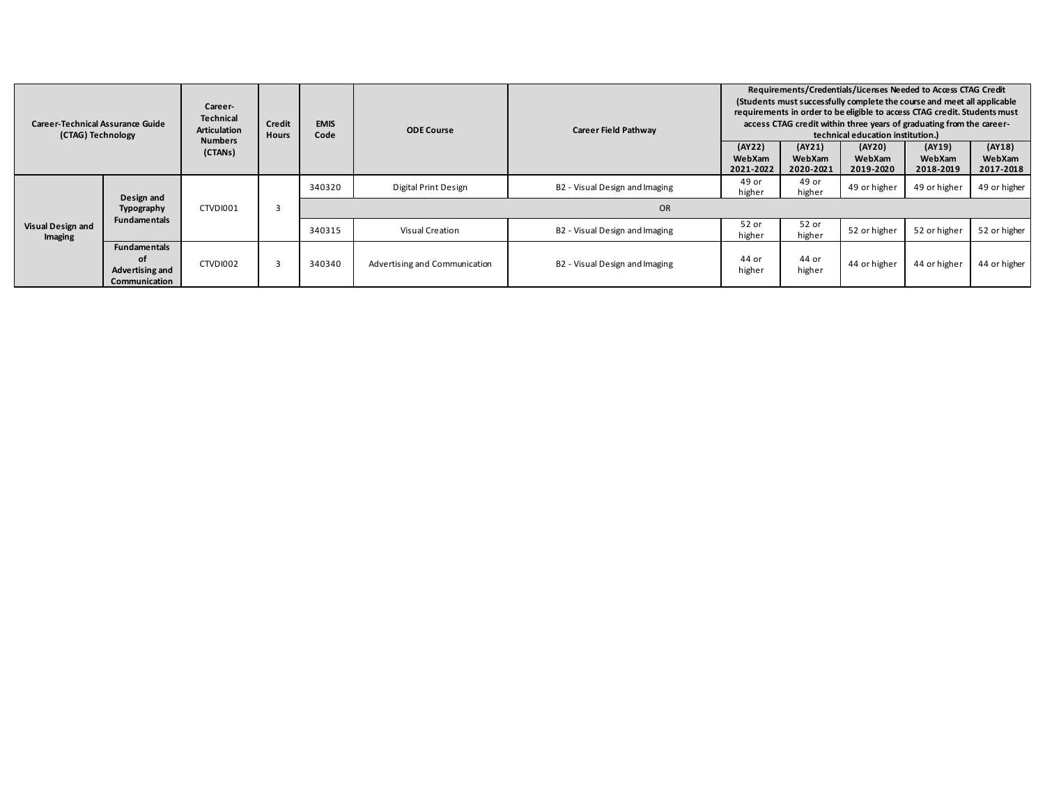| Career-Technical Assurance Guide (CTAG) Technology | | Career-Technical Articulation Numbers (CTANs) | Credit Hours | EMIS Code | ODE Course | Career Field Pathway | Requirements/Credentials/Licenses Needed to Access CTAG Credit (Students must successfully complete the course and meet all applicable requirements in order to be eligible to access CTAG credit. Students must access CTAG credit within three years of graduating from the career-technical education institution.) | | | | |
|---|---|---|---|---|---|---|---|---|---|---|---|
| | | | | | | | (AY22) WebXam 2021-2022 | (AY21) WebXam 2020-2021 | (AY20) WebXam 2019-2020 | (AY19) WebXam 2018-2019 | (AY18) WebXam 2017-2018 |
| Visual Design and Imaging | Design and Typography Fundamentals | CTVDI001 | 3 | 340320 | Digital Print Design | B2 - Visual Design and Imaging | 49 or higher | 49 or higher | 49 or higher | 49 or higher | 49 or higher |
| | | | | OR | | | | | | | |
| | | | | 340315 | Visual Creation | B2 - Visual Design and Imaging | 52 or higher | 52 or higher | 52 or higher | 52 or higher | 52 or higher |
| | Fundamentals of Advertising and Communication | CTVDI002 | 3 | 340340 | Advertising and Communication | B2 - Visual Design and Imaging | 44 or higher | 44 or higher | 44 or higher | 44 or higher | 44 or higher |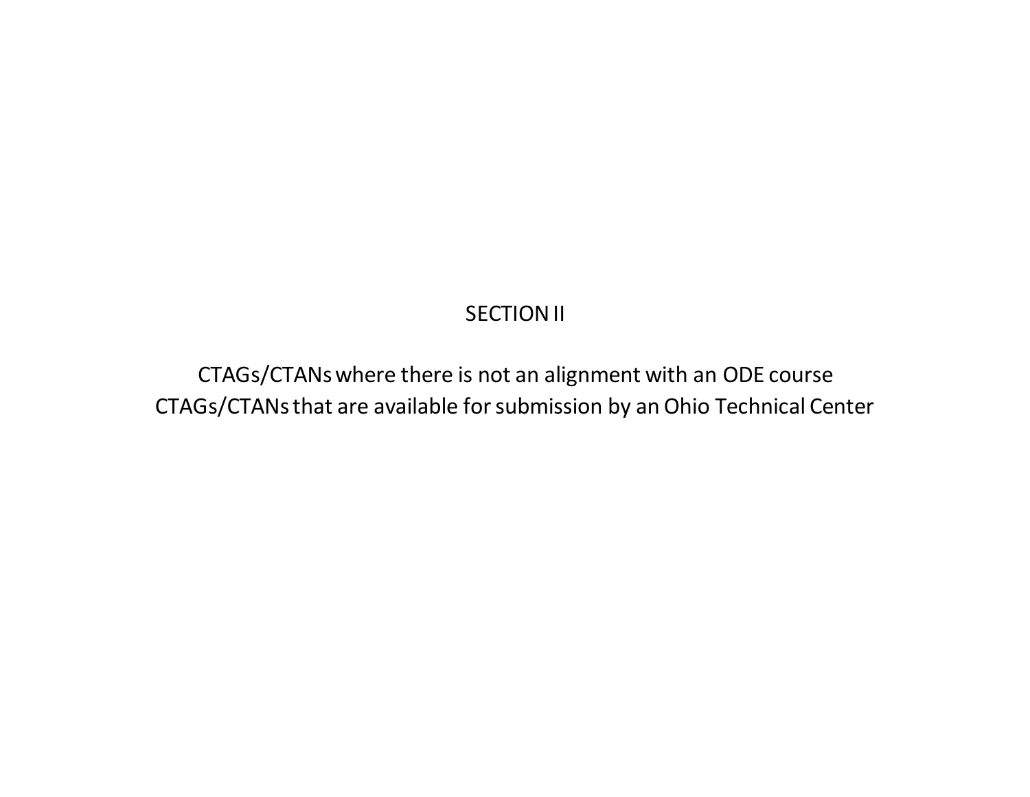# SECTION II

CTAGs/CTANs where there is not an alignment with an ODE course
CTAGs/CTANs that are available for submission by an Ohio Technical Center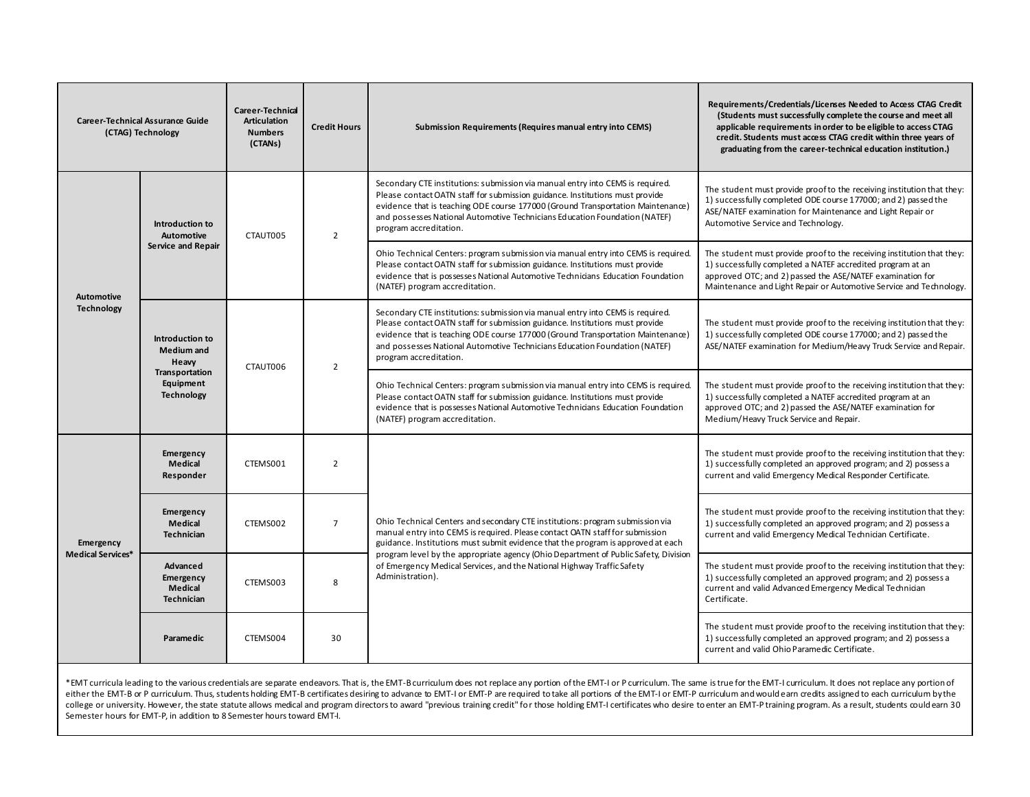| Career-Technical Assurance Guide (CTAG) Technology | | Career-Technical Articulation Numbers (CTANs) | Credit Hours | Submission Requirements (Requires manual entry into CEMS) | Requirements/Credentials/Licenses Needed to Access CTAG Credit (Students must successfully complete the course and meet all applicable requirements in order to be eligible to access CTAG credit. Students must access CTAG credit within three years of graduating from the career-technical education institution.) |
|---|---|---|---|---|---|
| Automotive Technology | Introduction to Automotive Service and Repair | CTAUT005 | 2 | Secondary CTE institutions: submission via manual entry into CEMS is required. Please contact OATN staff for submission guidance. Institutions must provide evidence that is teaching ODE course 177000 (Ground Transportation Maintenance) and possesses National Automotive Technicians Education Foundation (NATEF) program accreditation. | The student must provide proof to the receiving institution that they: 1) successfully completed ODE course 177000; and 2) passed the ASE/NATEF examination for Maintenance and Light Repair or Automotive Service and Technology. |
| | | | | Ohio Technical Centers: program submission via manual entry into CEMS is required. Please contact OATN staff for submission guidance. Institutions must provide evidence that is possesses National Automotive Technicians Education Foundation (NATEF) program accreditation. | The student must provide proof to the receiving institution that they: 1) successfully completed a NATEF accredited program at an approved OTC; and 2) passed the ASE/NATEF examination for Maintenance and Light Repair or Automotive Service and Technology. |
| | Introduction to Medium and Heavy Transportation Equipment Technology | CTAUT006 | 2 | Secondary CTE institutions: submission via manual entry into CEMS is required. Please contact OATN staff for submission guidance. Institutions must provide evidence that is teaching ODE course 177000 (Ground Transportation Maintenance) and possesses National Automotive Technicians Education Foundation (NATEF) program accreditation. | The student must provide proof to the receiving institution that they: 1) successfully completed ODE course 177000; and 2) passed the ASE/NATEF examination for Medium/Heavy Truck Service and Repair. |
| | | | | Ohio Technical Centers: program submission via manual entry into CEMS is required. Please contact OATN staff for submission guidance. Institutions must provide evidence that is possesses National Automotive Technicians Education Foundation (NATEF) program accreditation. | The student must provide proof to the receiving institution that they: 1) successfully completed a NATEF accredited program at an approved OTC; and 2) passed the ASE/NATEF examination for Medium/Heavy Truck Service and Repair. |
| Emergency Medical Services* | Emergency Medical Responder | CTEMS001 | 2 | Ohio Technical Centers and secondary CTE institutions: program submission via manual entry into CEMS is required. Please contact OATN staff for submission guidance. Institutions must submit evidence that the program is approved at each program level by the appropriate agency (Ohio Department of Public Safety, Division of Emergency Medical Services, and the National Highway Traffic Safety Administration). | The student must provide proof to the receiving institution that they: 1) successfully completed an approved program; and 2) possess a current and valid Emergency Medical Responder Certificate. |
| | Emergency Medical Technician | CTEMS002 | 7 | | The student must provide proof to the receiving institution that they: 1) successfully completed an approved program; and 2) possess a current and valid Emergency Medical Technician Certificate. |
| | Advanced Emergency Medical Technician | CTEMS003 | 8 | | The student must provide proof to the receiving institution that they: 1) successfully completed an approved program; and 2) possess a current and valid Advanced Emergency Medical Technician Certificate. |
| | Paramedic | CTEMS004 | 30 | | The student must provide proof to the receiving institution that they: 1) successfully completed an approved program; and 2) possess a current and valid Ohio Paramedic Certificate. |

*EMT curricula leading to the various credentials are separate endeavors. That is, the EMT-B curriculum does not replace any portion of the EMT-I or P curriculum. The same is true for the EMT-I curriculum. It does not replace any portion of either the EMT-B or P curriculum. Thus, students holding EMT-B certificates desiring to advance to EMT-I or EMT-P are required to take all portions of the EMT-I or EMT-P curriculum and would earn credits assigned to each curriculum by the college or university. However, the state statute allows medical and program directors to award "previous training credit" for those holding EMT-I certificates who desire to enter an EMT-P training program. As a result, students could earn 30 Semester hours for EMT-P, in addition to 8 Semester hours toward EMT-I.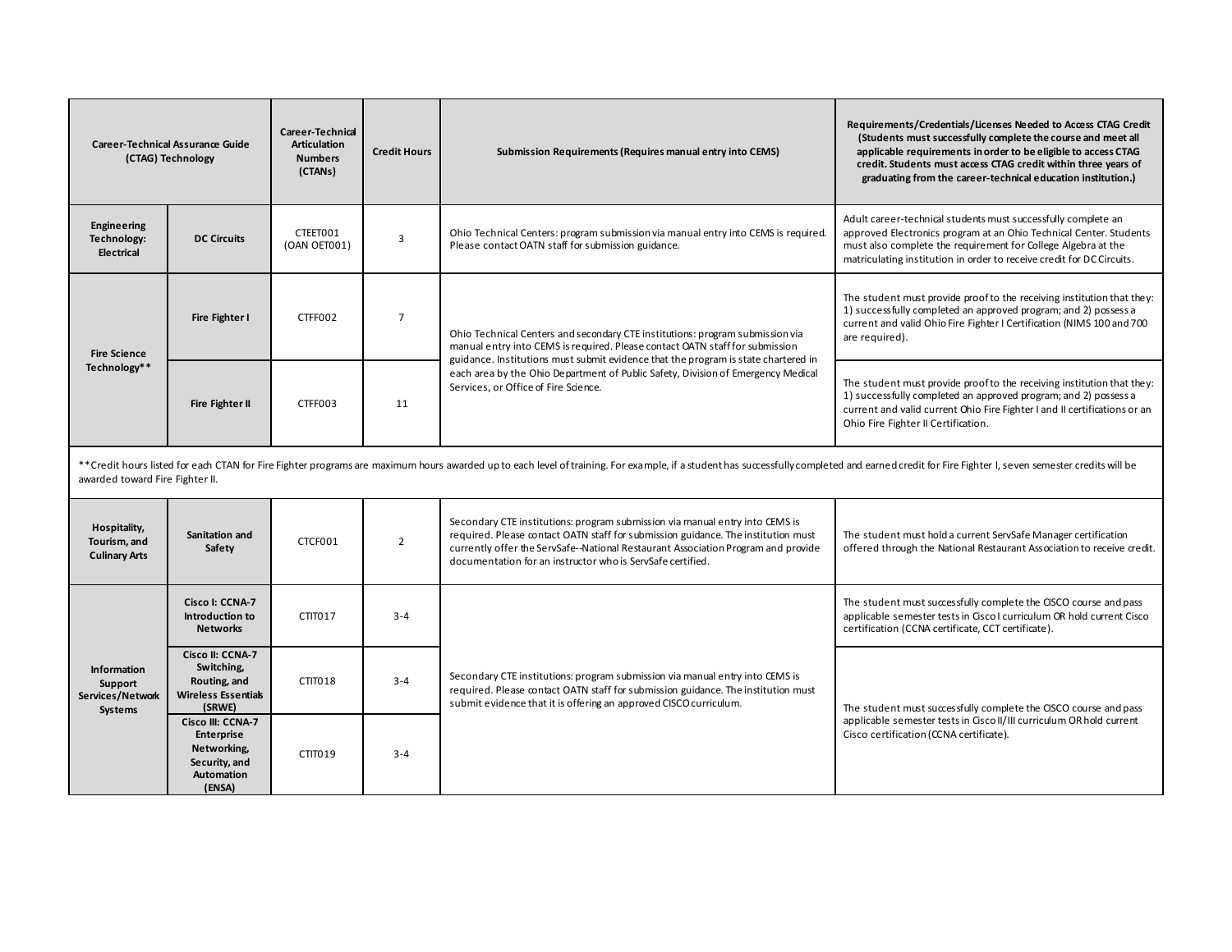| Career-Technical Assurance Guide (CTAG) Technology | | Career-Technical Articulation Numbers (CTANs) | Credit Hours | Submission Requirements (Requires manual entry into CEMS) | Requirements/Credentials/Licenses Needed to Access CTAG Credit (Students must successfully complete the course and meet all applicable requirements in order to be eligible to access CTAG credit. Students must access CTAG credit within three years of graduating from the career-technical education institution.) |
|---|---|---|---|---|---|
| **Engineering Technology: Electrical** | **DC Circuits** | CTEET001 (OAN OET001) | 3 | Ohio Technical Centers: program submission via manual entry into CEMS is required. Please contact OATN staff for submission guidance. | Adult career-technical students must successfully complete an approved Electronics program at an Ohio Technical Center. Students must also complete the requirement for College Algebra at the matriculating institution in order to receive credit for DC Circuits. |
| **Fire Science Technology**** | **Fire Fighter I** | CTFF002 | 7 | Ohio Technical Centers and secondary CTE institutions: program submission via manual entry into CEMS is required. Please contact OATN staff for submission guidance. Institutions must submit evidence that the program is state chartered in each area by the Ohio Department of Public Safety, Division of Emergency Medical Services, or Office of Fire Science. | The student must provide proof to the receiving institution that they: 1) successfully completed an approved program; and 2) possess a current and valid Ohio Fire Fighter I Certification (NIMS 100 and 700 are required). |
| | **Fire Fighter II** | CTFF003 | 11 | | The student must provide proof to the receiving institution that they: 1) successfully completed an approved program; and 2) possess a current and valid current Ohio Fire Fighter I and II certifications or an Ohio Fire Fighter II Certification. |
| **Credit hours listed for each CTAN for Fire Fighter programs are maximum hours awarded up to each level of training. For example, if a student has successfully completed and earned credit for Fire Fighter I, seven semester credits will be awarded toward Fire Fighter II. | | | | | |
| **Hospitality, Tourism, and Culinary Arts** | **Sanitation and Safety** | CTCF001 | 2 | Secondary CTE institutions: program submission via manual entry into CEMS is required. Please contact OATN staff for submission guidance. The institution must currently offer the ServSafe--National Restaurant Association Program and provide documentation for an instructor who is ServSafe certified. | The student must hold a current ServSafe Manager certification offered through the National Restaurant Association to receive credit. |
| **Information Support Services/Network Systems** | **Cisco I: CCNA-7 Introduction to Networks** | CTIT017 | 3-4 | Secondary CTE institutions: program submission via manual entry into CEMS is required. Please contact OATN staff for submission guidance. The institution must submit evidence that it is offering an approved CISCO curriculum. | The student must successfully complete the CISCO course and pass applicable semester tests in Cisco I curriculum OR hold current Cisco certification (CCNA certificate, CCT certificate). |
| | **Cisco II: CCNA-7 Switching, Routing, and Wireless Essentials (SRWE)** | CTIT018 | 3-4 | | The student must successfully complete the CISCO course and pass applicable semester tests in Cisco II/III curriculum OR hold current Cisco certification (CCNA certificate). |
| | **Cisco III: CCNA-7 Enterprise Networking, Security, and Automation (ENSA)** | CTIT019 | 3-4 | | |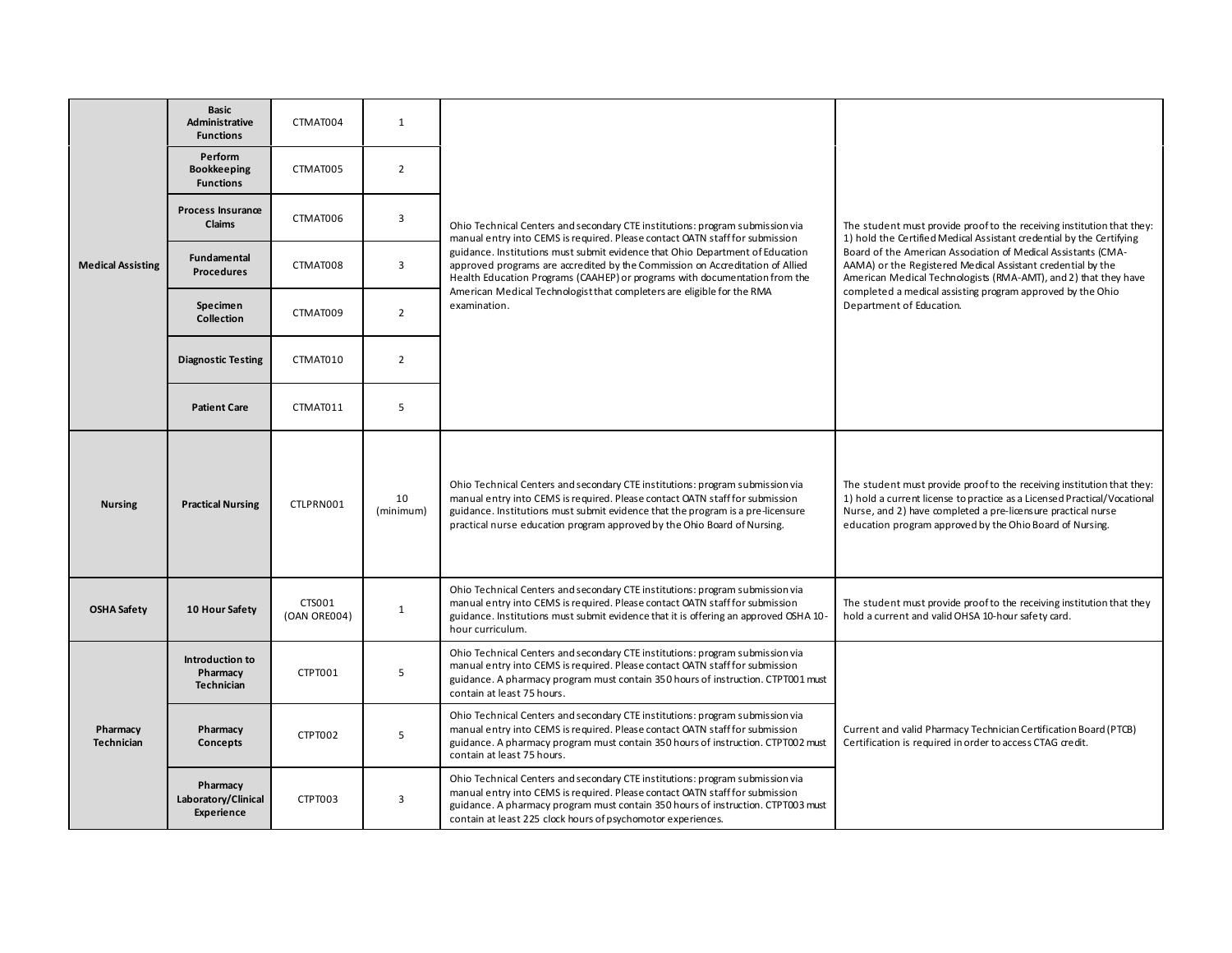| | | | | | |
|---|---|---|---|---|---|
| Medical Assisting | Basic Administrative Functions | CTMAT004 | 1 | Ohio Technical Centers and secondary CTE institutions: program submission via manual entry into CEMS is required. Please contact OATN staff for submission guidance. Institutions must submit evidence that Ohio Department of Education approved programs are accredited by the Commission on Accreditation of Allied Health Education Programs (CAAHEP) or programs with documentation from the American Medical Technologist that completers are eligible for the RMA examination. | The student must provide proof to the receiving institution that they: 1) hold the Certified Medical Assistant credential by the Certifying Board of the American Association of Medical Assistants (CMA-AAMA) or the Registered Medical Assistant credential by the American Medical Technologists (RMA-AMT), and 2) that they have completed a medical assisting program approved by the Ohio Department of Education. |
| | Perform Bookkeeping Functions | CTMAT005 | 2 | | |
| | Process Insurance Claims | CTMAT006 | 3 | | |
| | Fundamental Procedures | CTMAT008 | 3 | | |
| | Specimen Collection | CTMAT009 | 2 | | |
| | Diagnostic Testing | CTMAT010 | 2 | | |
| | Patient Care | CTMAT011 | 5 | | |
| Nursing | Practical Nursing | CTLPRN001 | 10 (minimum) | Ohio Technical Centers and secondary CTE institutions: program submission via manual entry into CEMS is required. Please contact OATN staff for submission guidance. Institutions must submit evidence that the program is a pre-licensure practical nurse education program approved by the Ohio Board of Nursing. | The student must provide proof to the receiving institution that they: 1) hold a current license to practice as a Licensed Practical/Vocational Nurse, and 2) have completed a pre-licensure practical nurse education program approved by the Ohio Board of Nursing. |
| OSHA Safety | 10 Hour Safety | CTS001 (OAN ORE004) | 1 | Ohio Technical Centers and secondary CTE institutions: program submission via manual entry into CEMS is required. Please contact OATN staff for submission guidance. Institutions must submit evidence that it is offering an approved OSHA 10-hour curriculum. | The student must provide proof to the receiving institution that they hold a current and valid OHSA 10-hour safety card. |
| Pharmacy Technician | Introduction to Pharmacy Technician | CTPT001 | 5 | Ohio Technical Centers and secondary CTE institutions: program submission via manual entry into CEMS is required. Please contact OATN staff for submission guidance. A pharmacy program must contain 350 hours of instruction. CTPT001 must contain at least 75 hours. | Current and valid Pharmacy Technician Certification Board (PTCB) Certification is required in order to access CTAG credit. |
| | Pharmacy Concepts | CTPT002 | 5 | Ohio Technical Centers and secondary CTE institutions: program submission via manual entry into CEMS is required. Please contact OATN staff for submission guidance. A pharmacy program must contain 350 hours of instruction. CTPT002 must contain at least 75 hours. | |
| | Pharmacy Laboratory/Clinical Experience | CTPT003 | 3 | Ohio Technical Centers and secondary CTE institutions: program submission via manual entry into CEMS is required. Please contact OATN staff for submission guidance. A pharmacy program must contain 350 hours of instruction. CTPT003 must contain at least 225 clock hours of psychomotor experiences. | |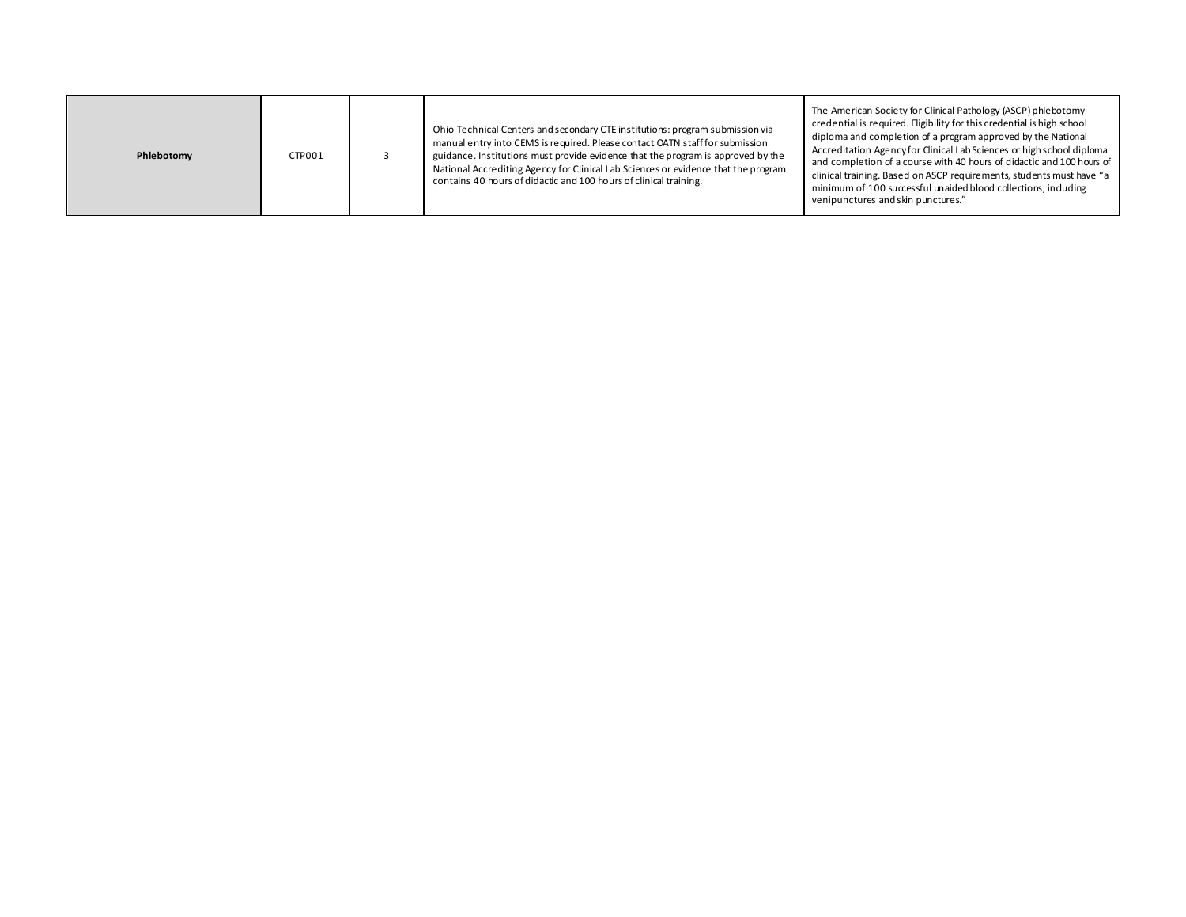| | | | | |
|---|---|---|---|---|
| **Phlebotomy** | CTP001 | 3 | Ohio Technical Centers and secondary CTE institutions: program submission via manual entry into CEMS is required. Please contact OATN staff for submission guidance. Institutions must provide evidence that the program is approved by the National Accrediting Agency for Clinical Lab Sciences or evidence that the program contains 40 hours of didactic and 100 hours of clinical training. | The American Society for Clinical Pathology (ASCP) phlebotomy credential is required. Eligibility for this credential is high school diploma and completion of a program approved by the National Accreditation Agency for Clinical Lab Sciences or high school diploma and completion of a course with 40 hours of didactic and 100 hours of clinical training. Based on ASCP requirements, students must have "a minimum of 100 successful unaided blood collections, including venipunctures and skin punctures." |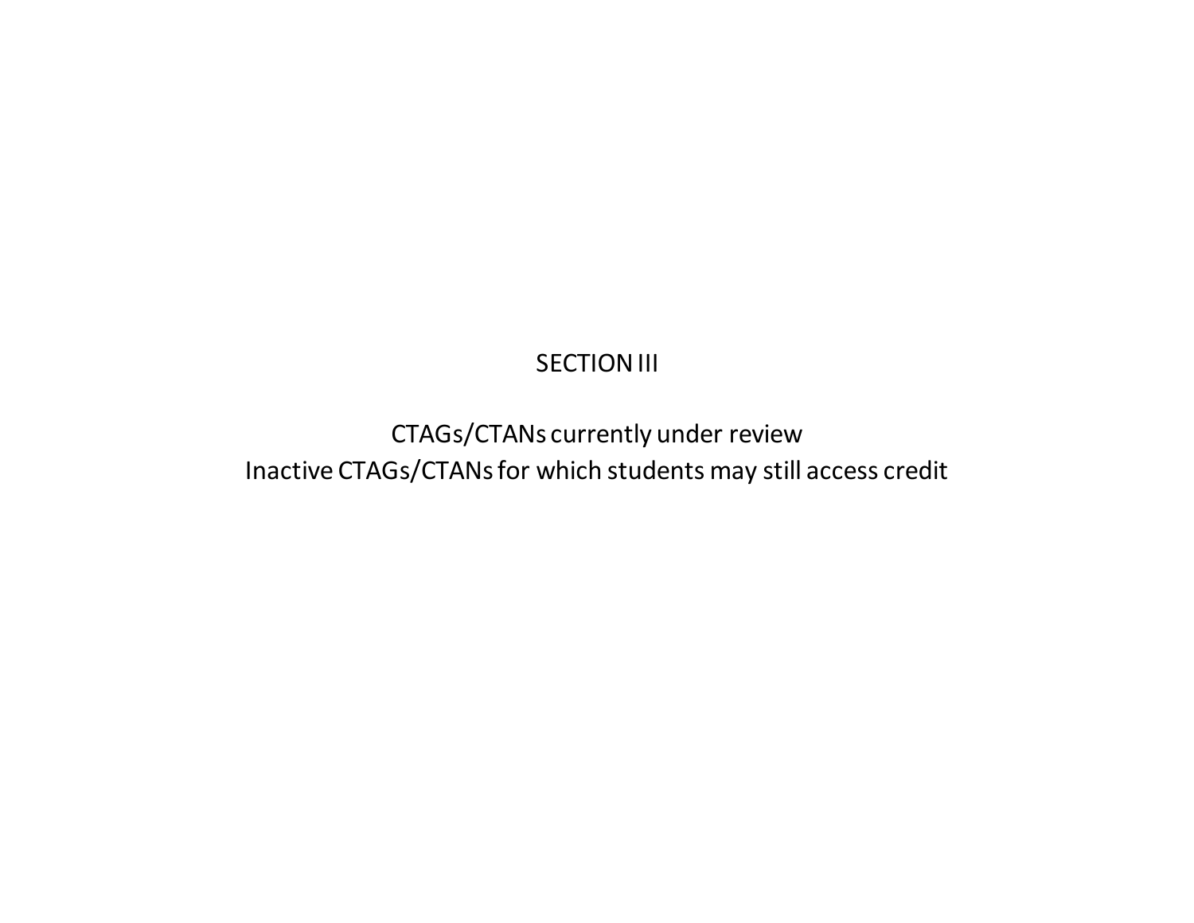# SECTION III

## CTAGs/CTANs currently under review
## Inactive CTAGs/CTANs for which students may still access credit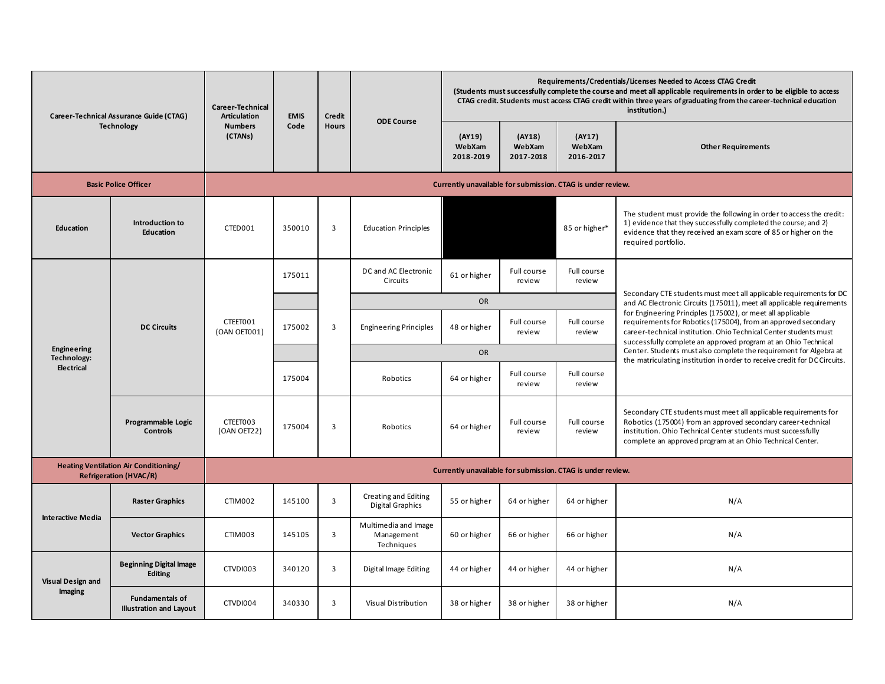| Career-Technical Assurance Guide (CTAG) Technology | | Career-Technical Articulation Numbers (CTANs) | EMIS Code | Credit Hours | ODE Course | Requirements/Credentials/Licenses Needed to Access CTAG Credit (Students must successfully complete the course and meet all applicable requirements in order to be eligible to access CTAG credit. Students must access CTAG credit within three years of graduating from the career-technical education institution.) | | | |
|---|---|---|---|---|---|---|---|---|---|
| | | | | | | (AY19) WebXam 2018-2019 | (AY18) WebXam 2017-2018 | (AY17) WebXam 2016-2017 | Other Requirements |
| Basic Police Officer | | Currently unavailable for submission. CTAG is under review. | | | | | | | |
| Education | Introduction to Education | CTED001 | 350010 | 3 | Education Principles | | | 85 or higher* | The student must provide the following in order to access the credit: 1) evidence that they successfully completed the course; and 2) evidence that they received an exam score of 85 or higher on the required portfolio. |
| Engineering Technology: Electrical | DC Circuits | CTEET001 (OAN OET001) | 175011 | 3 | DC and AC Electronic Circuits | 61 or higher | Full course review | Full course review | Secondary CTE students must meet all applicable requirements for DC and AC Electronic Circuits (175011), meet all applicable requirements for Engineering Principles (175002), or meet all applicable requirements for Robotics (175004), from an approved secondary career-technical institution. Ohio Technical Center students must successfully complete an approved program at an Ohio Technical Center. Students must also complete the requirement for Algebra at the matriculating institution in order to receive credit for DC Circuits. |
| | | | | | OR | | | | |
| | | | 175002 | | Engineering Principles | 48 or higher | Full course review | Full course review | |
| | | | | | OR | | | | |
| | | | 175004 | | Robotics | 64 or higher | Full course review | Full course review | |
| | Programmable Logic Controls | CTEET003 (OAN OET22) | 175004 | 3 | Robotics | 64 or higher | Full course review | Full course review | Secondary CTE students must meet all applicable requirements for Robotics (175004) from an approved secondary career-technical institution. Ohio Technical Center students must successfully complete an approved program at an Ohio Technical Center. |
| Heating Ventilation Air Conditioning/ Refrigeration (HVAC/R) | | Currently unavailable for submission. CTAG is under review. | | | | | | | |
| Interactive Media | Raster Graphics | CTIM002 | 145100 | 3 | Creating and Editing Digital Graphics | 55 or higher | 64 or higher | 64 or higher | N/A |
| | Vector Graphics | CTIM003 | 145105 | 3 | Multimedia and Image Management Techniques | 60 or higher | 66 or higher | 66 or higher | N/A |
| Visual Design and Imaging | Beginning Digital Image Editing | CTVDI003 | 340120 | 3 | Digital Image Editing | 44 or higher | 44 or higher | 44 or higher | N/A |
| | Fundamentals of Illustration and Layout | CTVDI004 | 340330 | 3 | Visual Distribution | 38 or higher | 38 or higher | 38 or higher | N/A |